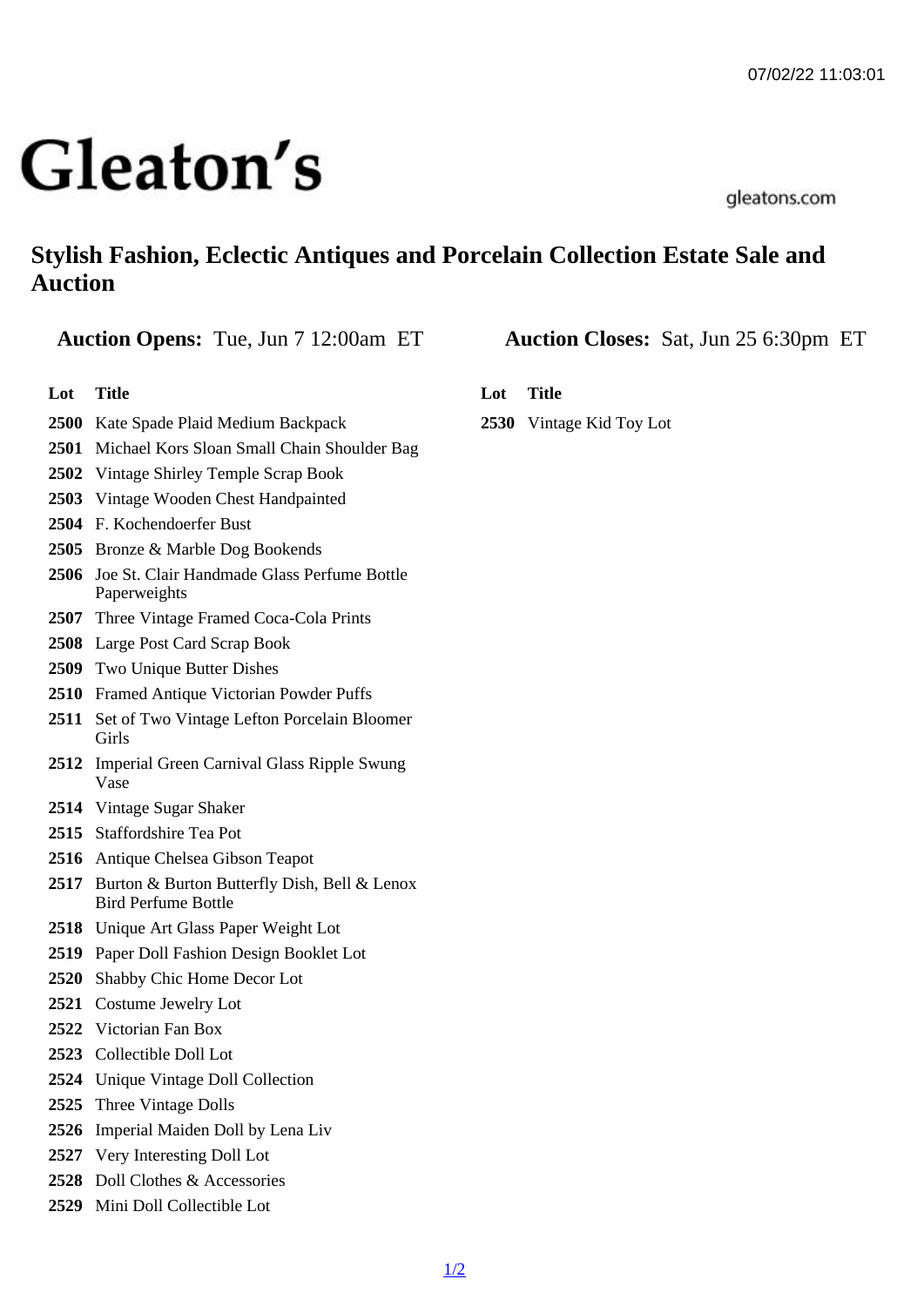# Gleaton's

gleatons.com

## Stylish Fashion, Eclectic Antiques and Porcelain Collection Estate Sale and Auction

**Auction Opens:** Tue, Jun 7 12:00am ET

**Auction Closes:** Sat, Jun 25 6:30pm ET

| Lot | Title |
|---|---|
| **2500** | Kate Spade Plaid Medium Backpack |
| **2501** | Michael Kors Sloan Small Chain Shoulder Bag |
| **2502** | Vintage Shirley Temple Scrap Book |
| **2503** | Vintage Wooden Chest Handpainted |
| **2504** | F. Kochendoerfer Bust |
| **2505** | Bronze & Marble Dog Bookends |
| **2506** | Joe St. Clair Handmade Glass Perfume Bottle Paperweights |
| **2507** | Three Vintage Framed Coca-Cola Prints |
| **2508** | Large Post Card Scrap Book |
| **2509** | Two Unique Butter Dishes |
| **2510** | Framed Antique Victorian Powder Puffs |
| **2511** | Set of Two Vintage Lefton Porcelain Bloomer Girls |
| **2512** | Imperial Green Carnival Glass Ripple Swung Vase |
| **2514** | Vintage Sugar Shaker |
| **2515** | Staffordshire Tea Pot |
| **2516** | Antique Chelsea Gibson Teapot |
| **2517** | Burton & Burton Butterfly Dish, Bell & Lenox Bird Perfume Bottle |
| **2518** | Unique Art Glass Paper Weight Lot |
| **2519** | Paper Doll Fashion Design Booklet Lot |
| **2520** | Shabby Chic Home Decor Lot |
| **2521** | Costume Jewelry Lot |
| **2522** | Victorian Fan Box |
| **2523** | Collectible Doll Lot |
| **2524** | Unique Vintage Doll Collection |
| **2525** | Three Vintage Dolls |
| **2526** | Imperial Maiden Doll by Lena Liv |
| **2527** | Very Interesting Doll Lot |
| **2528** | Doll Clothes & Accessories |
| **2529** | Mini Doll Collectible Lot |
| **2530** | Vintage Kid Toy Lot |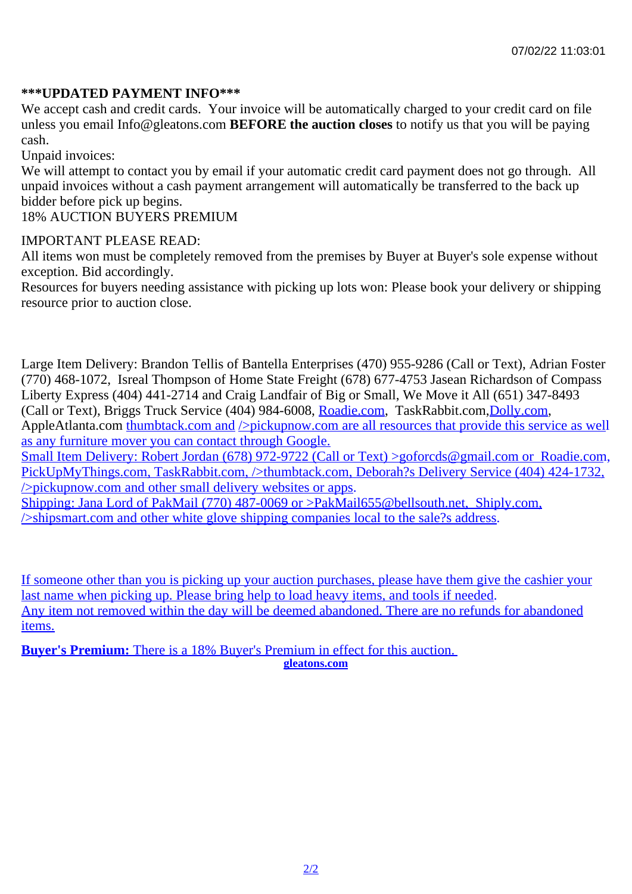**\*\*\*UPDATED PAYMENT INFO\*\*\***

We accept cash and credit cards. Your invoice will be automatically charged to your credit card on file unless you email Info@gleatons.com **BEFORE the auction closes** to notify us that you will be paying cash.

Unpaid invoices:

We will attempt to contact you by email if your automatic credit card payment does not go through. All unpaid invoices without a cash payment arrangement will automatically be transferred to the back up bidder before pick up begins.

18% AUCTION BUYERS PREMIUM

IMPORTANT PLEASE READ:

All items won must be completely removed from the premises by Buyer at Buyer's sole expense without exception. Bid accordingly.

Resources for buyers needing assistance with picking up lots won: Please book your delivery or shipping resource prior to auction close.

Large Item Delivery: Brandon Tellis of Bantella Enterprises (470) 955-9286 (Call or Text), Adrian Foster (770) 468-1072, Isreal Thompson of Home State Freight (678) 677-4753 Jasean Richardson of Compass Liberty Express (404) 441-2714 and Craig Landfair of Big or Small, We Move it All (651) 347-8493 (Call or Text), Briggs Truck Service (404) 984-6008, Roadie.com, TaskRabbit.com,Dolly.com, AppleAtlanta.com thumbtack.com and />pickupnow.com are all resources that provide this service as well as any furniture mover you can contact through Google.

Small Item Delivery: Robert Jordan (678) 972-9722 (Call or Text) >goforcds@gmail.com or Roadie.com, PickUpMyThings.com, TaskRabbit.com, />thumbtack.com, Deborah?s Delivery Service (404) 424-1732, />pickupnow.com and other small delivery websites or apps.

Shipping: Jana Lord of PakMail (770) 487-0069 or >PakMail655@bellsouth.net, Shiply.com, />shipsmart.com and other white glove shipping companies local to the sale?s address.

If someone other than you is picking up your auction purchases, please have them give the cashier your last name when picking up. Please bring help to load heavy items, and tools if needed.

Any item not removed within the day will be deemed abandoned. There are no refunds for abandoned items.

**Buyer's Premium:** There is a 18% Buyer's Premium in effect for this auction.

**gleatons.com**